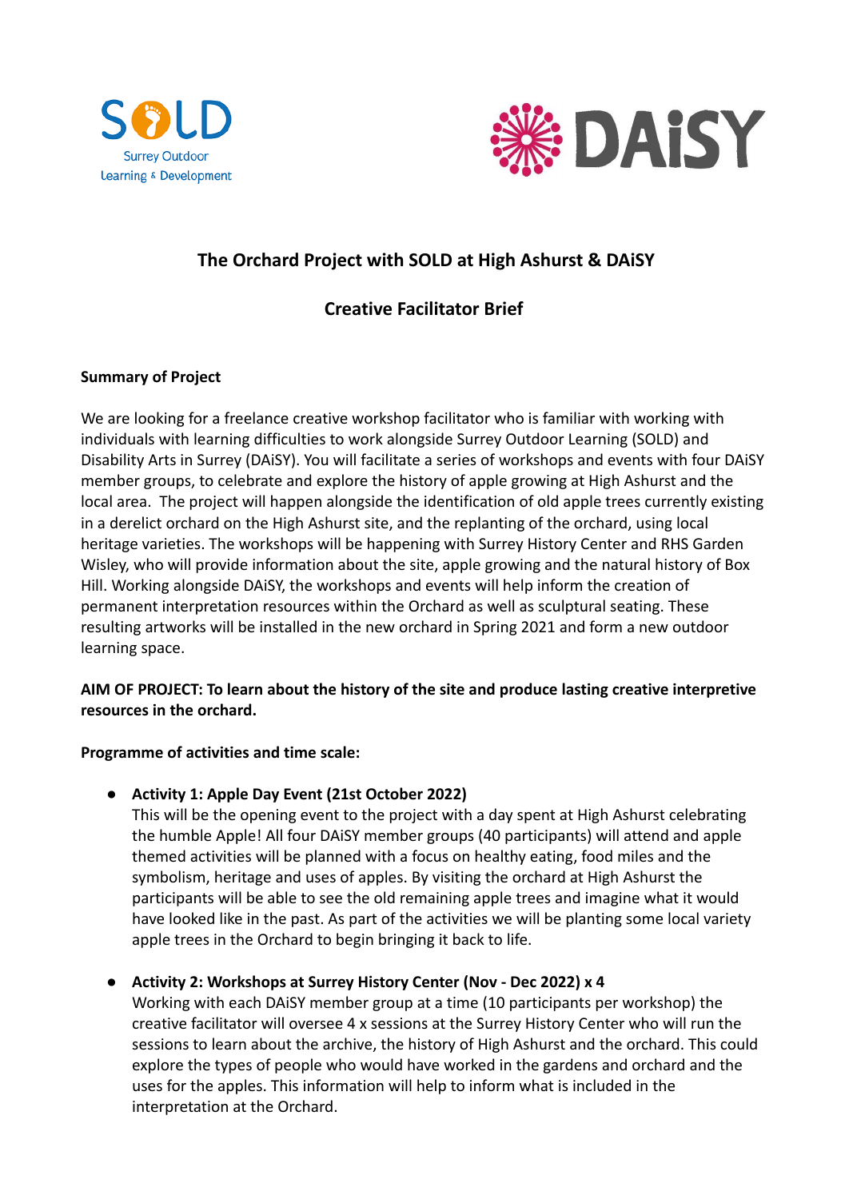SOLD Surrey Outdoor Learning & Development

DAiSY

# The Orchard Project with SOLD at High Ashurst & DAiSY

## Creative Facilitator Brief

**Summary of Project**

We are looking for a freelance creative workshop facilitator who is familiar with working with individuals with learning difficulties to work alongside Surrey Outdoor Learning (SOLD) and Disability Arts in Surrey (DAiSY). You will facilitate a series of workshops and events with four DAiSY member groups, to celebrate and explore the history of apple growing at High Ashurst and the local area. The project will happen alongside the identification of old apple trees currently existing in a derelict orchard on the High Ashurst site, and the replanting of the orchard, using local heritage varieties. The workshops will be happening with Surrey History Center and RHS Garden Wisley, who will provide information about the site, apple growing and the natural history of Box Hill. Working alongside DAiSY, the workshops and events will help inform the creation of permanent interpretation resources within the Orchard as well as sculptural seating. These resulting artworks will be installed in the new orchard in Spring 2021 and form a new outdoor learning space.

**AIM OF PROJECT: To learn about the history of the site and produce lasting creative interpretive resources in the orchard.**

**Programme of activities and time scale:**

- **Activity 1: Apple Day Event (21st October 2022)**
  This will be the opening event to the project with a day spent at High Ashurst celebrating the humble Apple! All four DAiSY member groups (40 participants) will attend and apple themed activities will be planned with a focus on healthy eating, food miles and the symbolism, heritage and uses of apples. By visiting the orchard at High Ashurst the participants will be able to see the old remaining apple trees and imagine what it would have looked like in the past. As part of the activities we will be planting some local variety apple trees in the Orchard to begin bringing it back to life.

- **Activity 2: Workshops at Surrey History Center (Nov - Dec 2022) x 4**
  Working with each DAiSY member group at a time (10 participants per workshop) the creative facilitator will oversee 4 x sessions at the Surrey History Center who will run the sessions to learn about the archive, the history of High Ashurst and the orchard. This could explore the types of people who would have worked in the gardens and orchard and the uses for the apples. This information will help to inform what is included in the interpretation at the Orchard.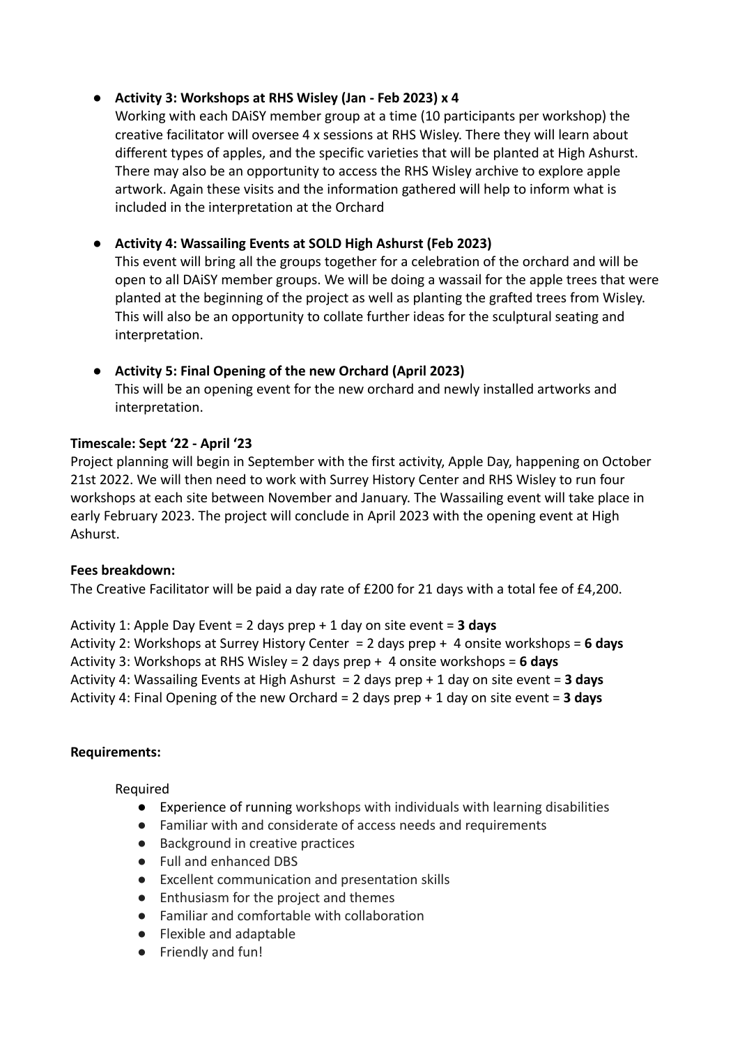- **Activity 3: Workshops at RHS Wisley (Jan - Feb 2023) x 4**
  Working with each DAiSY member group at a time (10 participants per workshop) the creative facilitator will oversee 4 x sessions at RHS Wisley. There they will learn about different types of apples, and the specific varieties that will be planted at High Ashurst. There may also be an opportunity to access the RHS Wisley archive to explore apple artwork. Again these visits and the information gathered will help to inform what is included in the interpretation at the Orchard

- **Activity 4: Wassailing Events at SOLD High Ashurst (Feb 2023)**
  This event will bring all the groups together for a celebration of the orchard and will be open to all DAiSY member groups. We will be doing a wassail for the apple trees that were planted at the beginning of the project as well as planting the grafted trees from Wisley. This will also be an opportunity to collate further ideas for the sculptural seating and interpretation.

- **Activity 5: Final Opening of the new Orchard (April 2023)**
  This will be an opening event for the new orchard and newly installed artworks and interpretation.

**Timescale: Sept '22 - April '23**

Project planning will begin in September with the first activity, Apple Day, happening on October 21st 2022. We will then need to work with Surrey History Center and RHS Wisley to run four workshops at each site between November and January. The Wassailing event will take place in early February 2023. The project will conclude in April 2023 with the opening event at High Ashurst.

**Fees breakdown:**

The Creative Facilitator will be paid a day rate of £200 for 21 days with a total fee of £4,200.

Activity 1: Apple Day Event = 2 days prep + 1 day on site event = **3 days**
Activity 2: Workshops at Surrey History Center = 2 days prep + 4 onsite workshops = **6 days**
Activity 3: Workshops at RHS Wisley = 2 days prep + 4 onsite workshops = **6 days**
Activity 4: Wassailing Events at High Ashurst = 2 days prep + 1 day on site event = **3 days**
Activity 4: Final Opening of the new Orchard = 2 days prep + 1 day on site event = **3 days**

**Requirements:**

Required

- Experience of running workshops with individuals with learning disabilities
- Familiar with and considerate of access needs and requirements
- Background in creative practices
- Full and enhanced DBS
- Excellent communication and presentation skills
- Enthusiasm for the project and themes
- Familiar and comfortable with collaboration
- Flexible and adaptable
- Friendly and fun!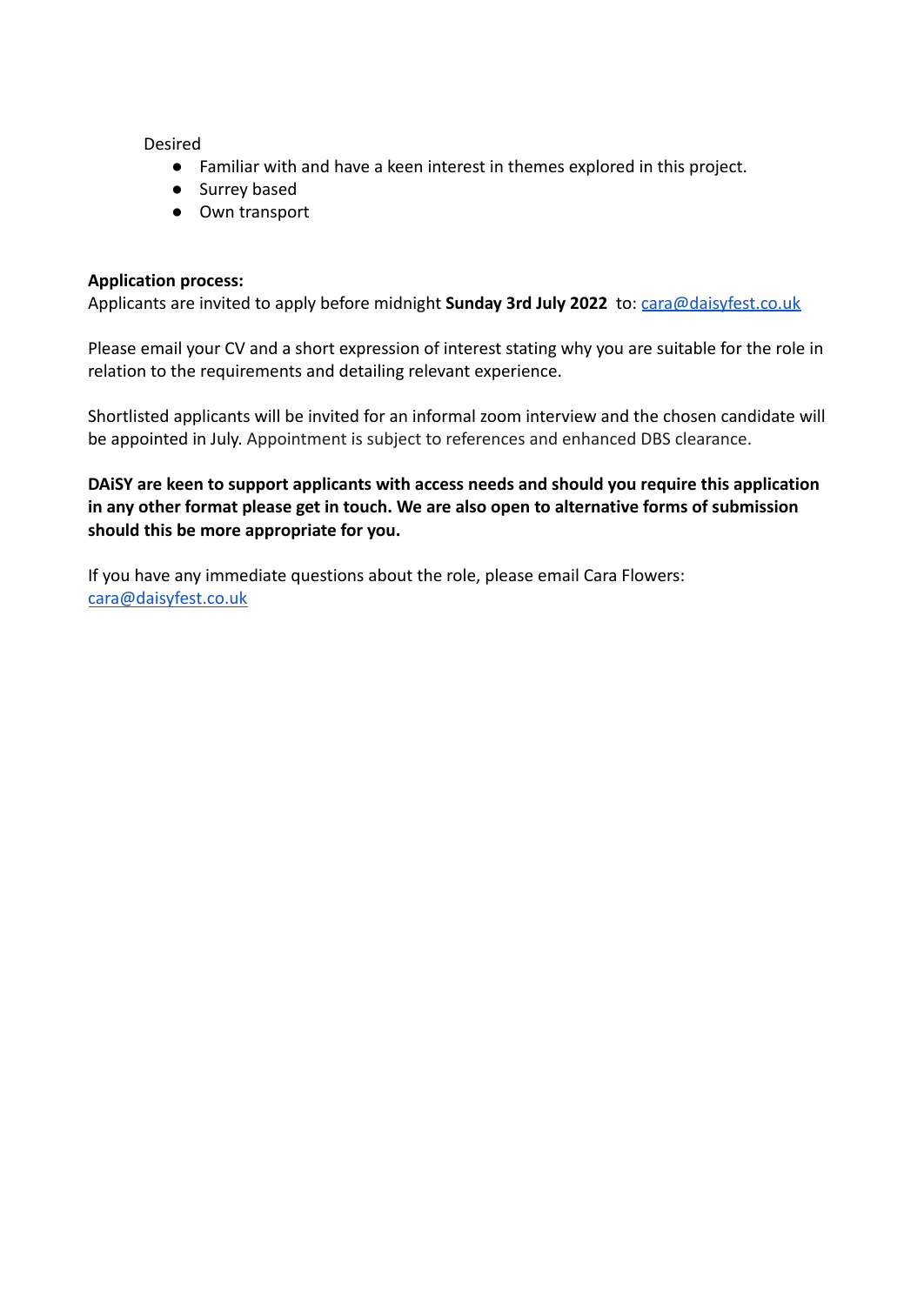Desired

- Familiar with and have a keen interest in themes explored in this project.
- Surrey based
- Own transport

**Application process:**
Applicants are invited to apply before midnight **Sunday 3rd July 2022** to: cara@daisyfest.co.uk

Please email your CV and a short expression of interest stating why you are suitable for the role in relation to the requirements and detailing relevant experience.

Shortlisted applicants will be invited for an informal zoom interview and the chosen candidate will be appointed in July. Appointment is subject to references and enhanced DBS clearance.

**DAiSY are keen to support applicants with access needs and should you require this application in any other format please get in touch. We are also open to alternative forms of submission should this be more appropriate for you.**

If you have any immediate questions about the role, please email Cara Flowers: cara@daisyfest.co.uk